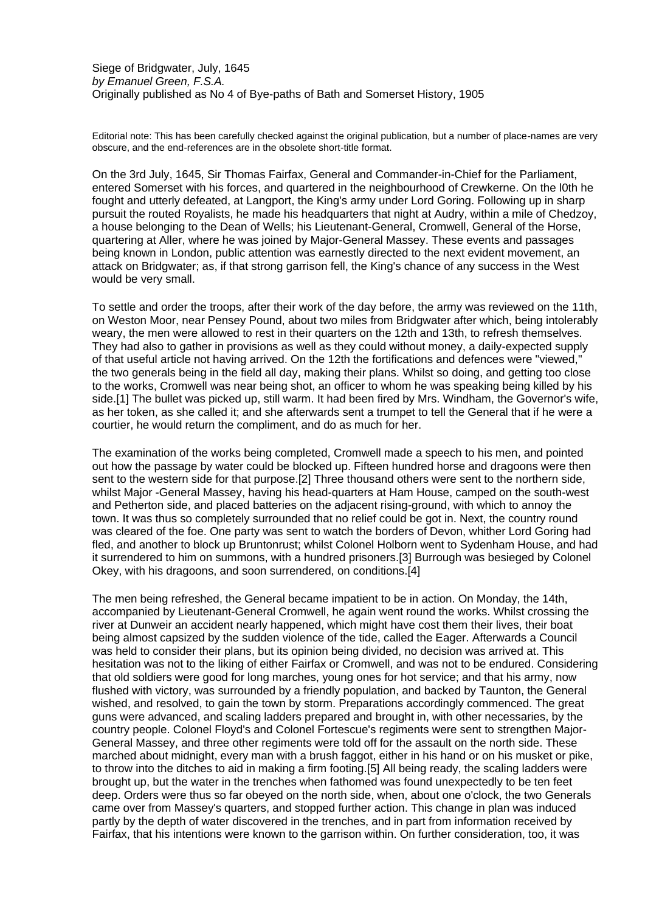Siege of Bridgwater, July, 1645
*by Emanuel Green, F.S.A.*
Originally published as No 4 of Bye-paths of Bath and Somerset History, 1905

Editorial note: This has been carefully checked against the original publication, but a number of place-names are very obscure, and the end-references are in the obsolete short-title format.

On the 3rd July, 1645, Sir Thomas Fairfax, General and Commander-in-Chief for the Parliament, entered Somerset with his forces, and quartered in the neighbourhood of Crewkerne. On the l0th he fought and utterly defeated, at Langport, the King's army under Lord Goring. Following up in sharp pursuit the routed Royalists, he made his headquarters that night at Audry, within a mile of Chedzoy, a house belonging to the Dean of Wells; his Lieutenant-General, Cromwell, General of the Horse, quartering at Aller, where he was joined by Major-General Massey. These events and passages being known in London, public attention was earnestly directed to the next evident movement, an attack on Bridgwater; as, if that strong garrison fell, the King's chance of any success in the West would be very small.

To settle and order the troops, after their work of the day before, the army was reviewed on the 11th, on Weston Moor, near Pensey Pound, about two miles from Bridgwater after which, being intolerably weary, the men were allowed to rest in their quarters on the 12th and 13th, to refresh themselves. They had also to gather in provisions as well as they could without money, a daily-expected supply of that useful article not having arrived. On the 12th the fortifications and defences were "viewed," the two generals being in the field all day, making their plans. Whilst so doing, and getting too close to the works, Cromwell was near being shot, an officer to whom he was speaking being killed by his side.[1] The bullet was picked up, still warm. It had been fired by Mrs. Windham, the Governor's wife, as her token, as she called it; and she afterwards sent a trumpet to tell the General that if he were a courtier, he would return the compliment, and do as much for her.

The examination of the works being completed, Cromwell made a speech to his men, and pointed out how the passage by water could be blocked up. Fifteen hundred horse and dragoons were then sent to the western side for that purpose.[2] Three thousand others were sent to the northern side, whilst Major -General Massey, having his head-quarters at Ham House, camped on the south-west and Petherton side, and placed batteries on the adjacent rising-ground, with which to annoy the town. It was thus so completely surrounded that no relief could be got in. Next, the country round was cleared of the foe. One party was sent to watch the borders of Devon, whither Lord Goring had fled, and another to block up Bruntonrust; whilst Colonel Holborn went to Sydenham House, and had it surrendered to him on summons, with a hundred prisoners.[3] Burrough was besieged by Colonel Okey, with his dragoons, and soon surrendered, on conditions.[4]

The men being refreshed, the General became impatient to be in action. On Monday, the 14th, accompanied by Lieutenant-General Cromwell, he again went round the works. Whilst crossing the river at Dunweir an accident nearly happened, which might have cost them their lives, their boat being almost capsized by the sudden violence of the tide, called the Eager. Afterwards a Council was held to consider their plans, but its opinion being divided, no decision was arrived at. This hesitation was not to the liking of either Fairfax or Cromwell, and was not to be endured. Considering that old soldiers were good for long marches, young ones for hot service; and that his army, now flushed with victory, was surrounded by a friendly population, and backed by Taunton, the General wished, and resolved, to gain the town by storm. Preparations accordingly commenced. The great guns were advanced, and scaling ladders prepared and brought in, with other necessaries, by the country people. Colonel Floyd's and Colonel Fortescue's regiments were sent to strengthen Major-General Massey, and three other regiments were told off for the assault on the north side. These marched about midnight, every man with a brush faggot, either in his hand or on his musket or pike, to throw into the ditches to aid in making a firm footing.[5] All being ready, the scaling ladders were brought up, but the water in the trenches when fathomed was found unexpectedly to be ten feet deep. Orders were thus so far obeyed on the north side, when, about one o'clock, the two Generals came over from Massey's quarters, and stopped further action. This change in plan was induced partly by the depth of water discovered in the trenches, and in part from information received by Fairfax, that his intentions were known to the garrison within. On further consideration, too, it was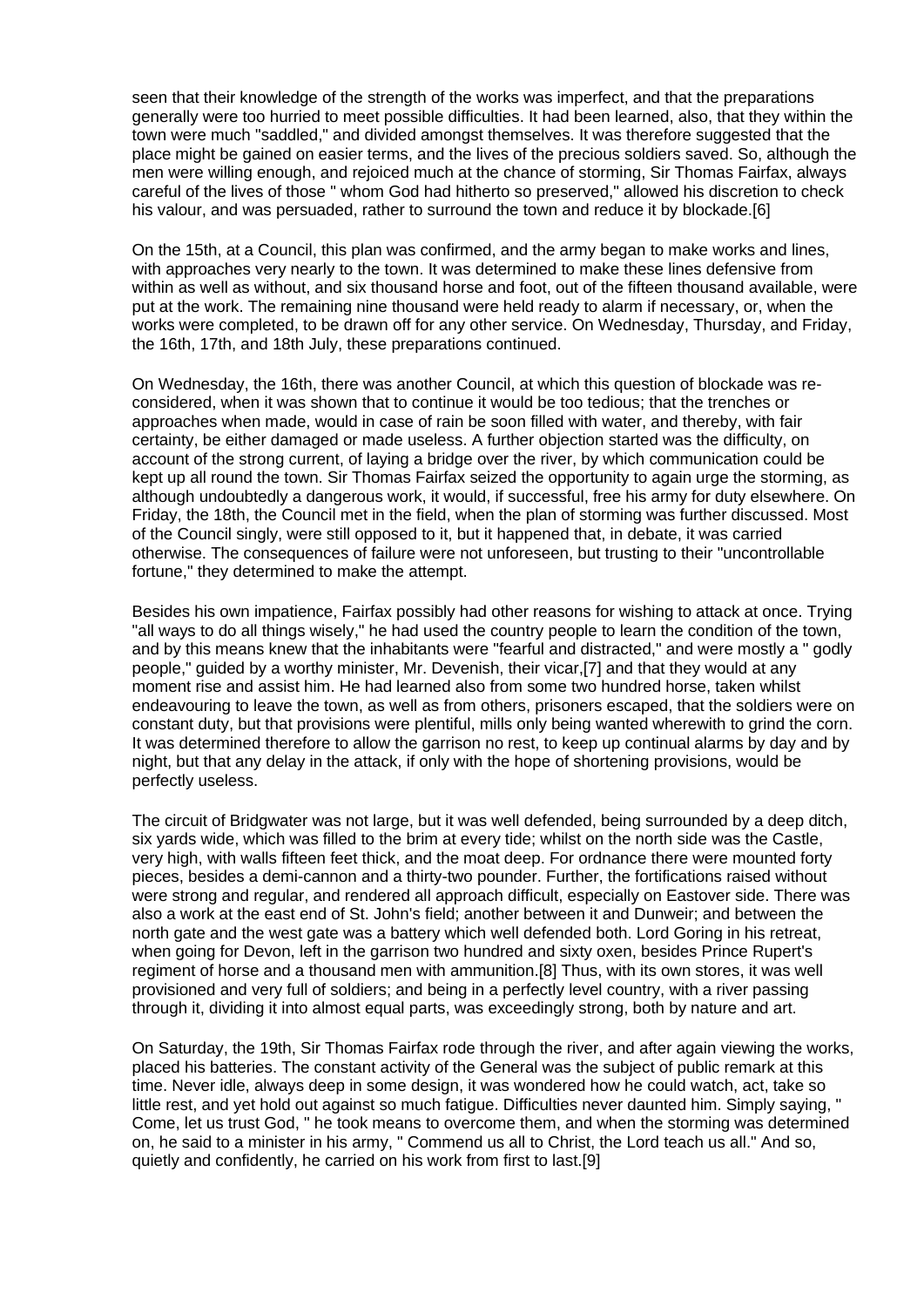seen that their knowledge of the strength of the works was imperfect, and that the preparations generally were too hurried to meet possible difficulties. It had been learned, also, that they within the town were much "saddled," and divided amongst themselves. It was therefore suggested that the place might be gained on easier terms, and the lives of the precious soldiers saved. So, although the men were willing enough, and rejoiced much at the chance of storming, Sir Thomas Fairfax, always careful of the lives of those " whom God had hitherto so preserved," allowed his discretion to check his valour, and was persuaded, rather to surround the town and reduce it by blockade.[6]

On the 15th, at a Council, this plan was confirmed, and the army began to make works and lines, with approaches very nearly to the town. It was determined to make these lines defensive from within as well as without, and six thousand horse and foot, out of the fifteen thousand available, were put at the work. The remaining nine thousand were held ready to alarm if necessary, or, when the works were completed, to be drawn off for any other service. On Wednesday, Thursday, and Friday, the 16th, 17th, and 18th July, these preparations continued.

On Wednesday, the 16th, there was another Council, at which this question of blockade was re-considered, when it was shown that to continue it would be too tedious; that the trenches or approaches when made, would in case of rain be soon filled with water, and thereby, with fair certainty, be either damaged or made useless. A further objection started was the difficulty, on account of the strong current, of laying a bridge over the river, by which communication could be kept up all round the town. Sir Thomas Fairfax seized the opportunity to again urge the storming, as although undoubtedly a dangerous work, it would, if successful, free his army for duty elsewhere. On Friday, the 18th, the Council met in the field, when the plan of storming was further discussed. Most of the Council singly, were still opposed to it, but it happened that, in debate, it was carried otherwise. The consequences of failure were not unforeseen, but trusting to their "uncontrollable fortune," they determined to make the attempt.

Besides his own impatience, Fairfax possibly had other reasons for wishing to attack at once. Trying "all ways to do all things wisely," he had used the country people to learn the condition of the town, and by this means knew that the inhabitants were "fearful and distracted," and were mostly a " godly people," guided by a worthy minister, Mr. Devenish, their vicar,[7] and that they would at any moment rise and assist him. He had learned also from some two hundred horse, taken whilst endeavouring to leave the town, as well as from others, prisoners escaped, that the soldiers were on constant duty, but that provisions were plentiful, mills only being wanted wherewith to grind the corn. It was determined therefore to allow the garrison no rest, to keep up continual alarms by day and by night, but that any delay in the attack, if only with the hope of shortening provisions, would be perfectly useless.

The circuit of Bridgwater was not large, but it was well defended, being surrounded by a deep ditch, six yards wide, which was filled to the brim at every tide; whilst on the north side was the Castle, very high, with walls fifteen feet thick, and the moat deep. For ordnance there were mounted forty pieces, besides a demi-cannon and a thirty-two pounder. Further, the fortifications raised without were strong and regular, and rendered all approach difficult, especially on Eastover side. There was also a work at the east end of St. John's field; another between it and Dunweir; and between the north gate and the west gate was a battery which well defended both. Lord Goring in his retreat, when going for Devon, left in the garrison two hundred and sixty oxen, besides Prince Rupert's regiment of horse and a thousand men with ammunition.[8] Thus, with its own stores, it was well provisioned and very full of soldiers; and being in a perfectly level country, with a river passing through it, dividing it into almost equal parts, was exceedingly strong, both by nature and art.

On Saturday, the 19th, Sir Thomas Fairfax rode through the river, and after again viewing the works, placed his batteries. The constant activity of the General was the subject of public remark at this time. Never idle, always deep in some design, it was wondered how he could watch, act, take so little rest, and yet hold out against so much fatigue. Difficulties never daunted him. Simply saying, " Come, let us trust God, " he took means to overcome them, and when the storming was determined on, he said to a minister in his army, " Commend us all to Christ, the Lord teach us all." And so, quietly and confidently, he carried on his work from first to last.[9]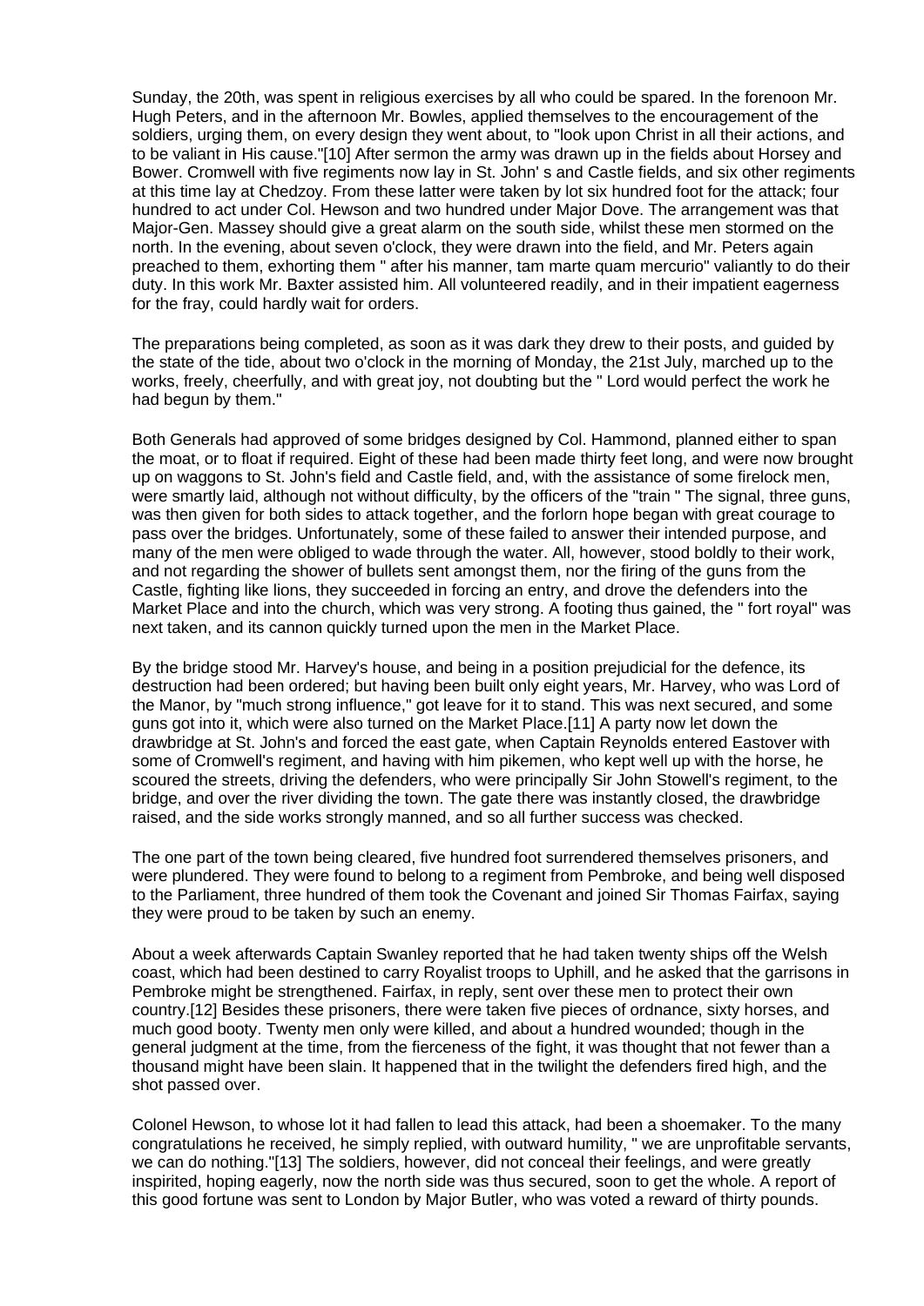Sunday, the 20th, was spent in religious exercises by all who could be spared. In the forenoon Mr. Hugh Peters, and in the afternoon Mr. Bowles, applied themselves to the encouragement of the soldiers, urging them, on every design they went about, to "look upon Christ in all their actions, and to be valiant in His cause."[10] After sermon the army was drawn up in the fields about Horsey and Bower. Cromwell with five regiments now lay in St. John' s and Castle fields, and six other regiments at this time lay at Chedzoy. From these latter were taken by lot six hundred foot for the attack; four hundred to act under Col. Hewson and two hundred under Major Dove. The arrangement was that Major-Gen. Massey should give a great alarm on the south side, whilst these men stormed on the north. In the evening, about seven o'clock, they were drawn into the field, and Mr. Peters again preached to them, exhorting them " after his manner, tam marte quam mercurio" valiantly to do their duty. In this work Mr. Baxter assisted him. All volunteered readily, and in their impatient eagerness for the fray, could hardly wait for orders.

The preparations being completed, as soon as it was dark they drew to their posts, and guided by the state of the tide, about two o'clock in the morning of Monday, the 21st July, marched up to the works, freely, cheerfully, and with great joy, not doubting but the " Lord would perfect the work he had begun by them."

Both Generals had approved of some bridges designed by Col. Hammond, planned either to span the moat, or to float if required. Eight of these had been made thirty feet long, and were now brought up on waggons to St. John's field and Castle field, and, with the assistance of some firelock men, were smartly laid, although not without difficulty, by the officers of the "train " The signal, three guns, was then given for both sides to attack together, and the forlorn hope began with great courage to pass over the bridges. Unfortunately, some of these failed to answer their intended purpose, and many of the men were obliged to wade through the water. All, however, stood boldly to their work, and not regarding the shower of bullets sent amongst them, nor the firing of the guns from the Castle, fighting like lions, they succeeded in forcing an entry, and drove the defenders into the Market Place and into the church, which was very strong. A footing thus gained, the " fort royal" was next taken, and its cannon quickly turned upon the men in the Market Place.

By the bridge stood Mr. Harvey's house, and being in a position prejudicial for the defence, its destruction had been ordered; but having been built only eight years, Mr. Harvey, who was Lord of the Manor, by "much strong influence," got leave for it to stand. This was next secured, and some guns got into it, which were also turned on the Market Place.[11] A party now let down the drawbridge at St. John's and forced the east gate, when Captain Reynolds entered Eastover with some of Cromwell's regiment, and having with him pikemen, who kept well up with the horse, he scoured the streets, driving the defenders, who were principally Sir John Stowell's regiment, to the bridge, and over the river dividing the town. The gate there was instantly closed, the drawbridge raised, and the side works strongly manned, and so all further success was checked.

The one part of the town being cleared, five hundred foot surrendered themselves prisoners, and were plundered. They were found to belong to a regiment from Pembroke, and being well disposed to the Parliament, three hundred of them took the Covenant and joined Sir Thomas Fairfax, saying they were proud to be taken by such an enemy.

About a week afterwards Captain Swanley reported that he had taken twenty ships off the Welsh coast, which had been destined to carry Royalist troops to Uphill, and he asked that the garrisons in Pembroke might be strengthened. Fairfax, in reply, sent over these men to protect their own country.[12] Besides these prisoners, there were taken five pieces of ordnance, sixty horses, and much good booty. Twenty men only were killed, and about a hundred wounded; though in the general judgment at the time, from the fierceness of the fight, it was thought that not fewer than a thousand might have been slain. It happened that in the twilight the defenders fired high, and the shot passed over.

Colonel Hewson, to whose lot it had fallen to lead this attack, had been a shoemaker. To the many congratulations he received, he simply replied, with outward humility, " we are unprofitable servants, we can do nothing."[13] The soldiers, however, did not conceal their feelings, and were greatly inspirited, hoping eagerly, now the north side was thus secured, soon to get the whole. A report of this good fortune was sent to London by Major Butler, who was voted a reward of thirty pounds.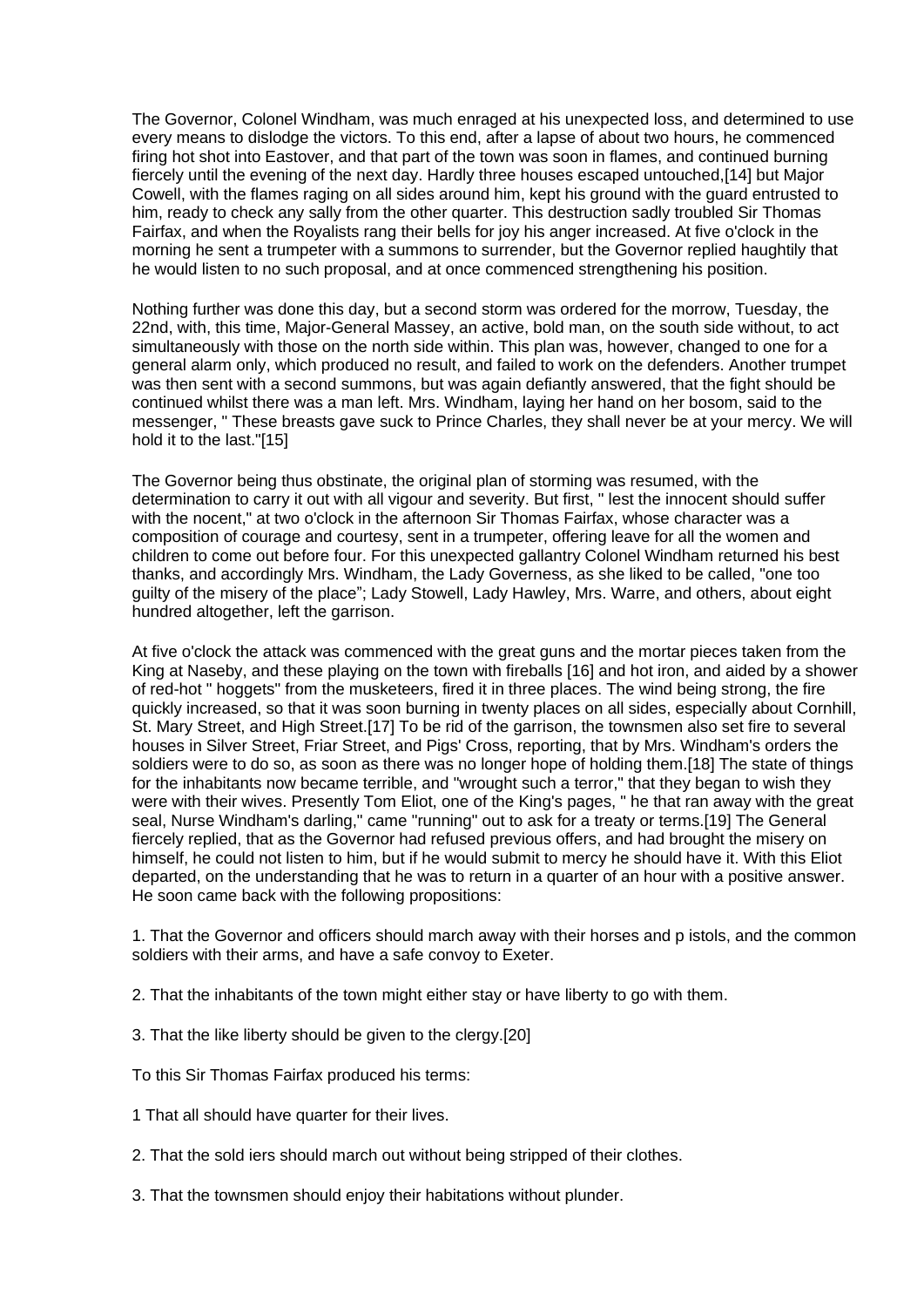The Governor, Colonel Windham, was much enraged at his unexpected loss, and determined to use every means to dislodge the victors. To this end, after a lapse of about two hours, he commenced firing hot shot into Eastover, and that part of the town was soon in flames, and continued burning fiercely until the evening of the next day. Hardly three houses escaped untouched,[14] but Major Cowell, with the flames raging on all sides around him, kept his ground with the guard entrusted to him, ready to check any sally from the other quarter. This destruction sadly troubled Sir Thomas Fairfax, and when the Royalists rang their bells for joy his anger increased. At five o'clock in the morning he sent a trumpeter with a summons to surrender, but the Governor replied haughtily that he would listen to no such proposal, and at once commenced strengthening his position.

Nothing further was done this day, but a second storm was ordered for the morrow, Tuesday, the 22nd, with, this time, Major-General Massey, an active, bold man, on the south side without, to act simultaneously with those on the north side within. This plan was, however, changed to one for a general alarm only, which produced no result, and failed to work on the defenders. Another trumpet was then sent with a second summons, but was again defiantly answered, that the fight should be continued whilst there was a man left. Mrs. Windham, laying her hand on her bosom, said to the messenger, " These breasts gave suck to Prince Charles, they shall never be at your mercy. We will hold it to the last."[15]

The Governor being thus obstinate, the original plan of storming was resumed, with the determination to carry it out with all vigour and severity. But first, " lest the innocent should suffer with the nocent," at two o'clock in the afternoon Sir Thomas Fairfax, whose character was a composition of courage and courtesy, sent in a trumpeter, offering leave for all the women and children to come out before four. For this unexpected gallantry Colonel Windham returned his best thanks, and accordingly Mrs. Windham, the Lady Governess, as she liked to be called, "one too guilty of the misery of the place"; Lady Stowell, Lady Hawley, Mrs. Warre, and others, about eight hundred altogether, left the garrison.

At five o'clock the attack was commenced with the great guns and the mortar pieces taken from the King at Naseby, and these playing on the town with fireballs [16] and hot iron, and aided by a shower of red-hot " hoggets" from the musketeers, fired it in three places. The wind being strong, the fire quickly increased, so that it was soon burning in twenty places on all sides, especially about Cornhill, St. Mary Street, and High Street.[17] To be rid of the garrison, the townsmen also set fire to several houses in Silver Street, Friar Street, and Pigs' Cross, reporting, that by Mrs. Windham's orders the soldiers were to do so, as soon as there was no longer hope of holding them.[18] The state of things for the inhabitants now became terrible, and "wrought such a terror," that they began to wish they were with their wives. Presently Tom Eliot, one of the King's pages, " he that ran away with the great seal, Nurse Windham's darling," came "running" out to ask for a treaty or terms.[19] The General fiercely replied, that as the Governor had refused previous offers, and had brought the misery on himself, he could not listen to him, but if he would submit to mercy he should have it. With this Eliot departed, on the understanding that he was to return in a quarter of an hour with a positive answer. He soon came back with the following propositions:

1. That the Governor and officers should march away with their horses and p istols, and the common soldiers with their arms, and have a safe convoy to Exeter.

2. That the inhabitants of the town might either stay or have liberty to go with them.

3. That the like liberty should be given to the clergy.[20]

To this Sir Thomas Fairfax produced his terms:

1 That all should have quarter for their lives.

2. That the sold iers should march out without being stripped of their clothes.

3. That the townsmen should enjoy their habitations without plunder.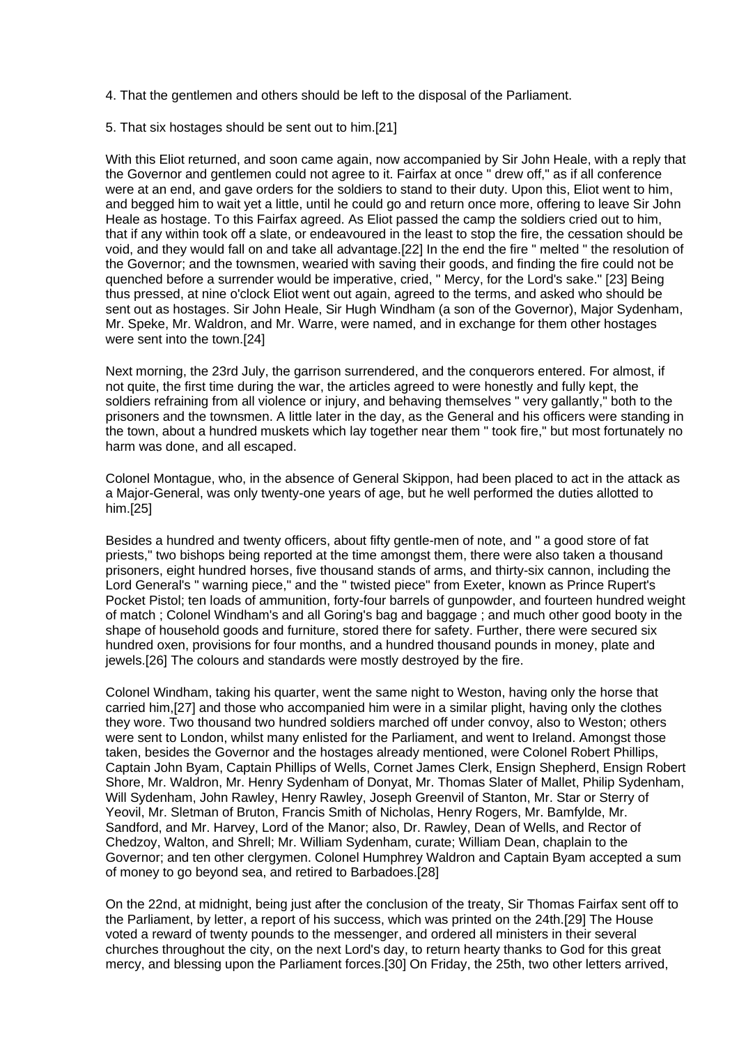4. That the gentlemen and others should be left to the disposal of the Parliament.

5. That six hostages should be sent out to him.[21]

With this Eliot returned, and soon came again, now accompanied by Sir John Heale, with a reply that the Governor and gentlemen could not agree to it. Fairfax at once " drew off," as if all conference were at an end, and gave orders for the soldiers to stand to their duty. Upon this, Eliot went to him, and begged him to wait yet a little, until he could go and return once more, offering to leave Sir John Heale as hostage. To this Fairfax agreed. As Eliot passed the camp the soldiers cried out to him, that if any within took off a slate, or endeavoured in the least to stop the fire, the cessation should be void, and they would fall on and take all advantage.[22] In the end the fire " melted " the resolution of the Governor; and the townsmen, wearied with saving their goods, and finding the fire could not be quenched before a surrender would be imperative, cried, " Mercy, for the Lord's sake." [23] Being thus pressed, at nine o'clock Eliot went out again, agreed to the terms, and asked who should be sent out as hostages. Sir John Heale, Sir Hugh Windham (a son of the Governor), Major Sydenham, Mr. Speke, Mr. Waldron, and Mr. Warre, were named, and in exchange for them other hostages were sent into the town.[24]

Next morning, the 23rd July, the garrison surrendered, and the conquerors entered. For almost, if not quite, the first time during the war, the articles agreed to were honestly and fully kept, the soldiers refraining from all violence or injury, and behaving themselves " very gallantly," both to the prisoners and the townsmen. A little later in the day, as the General and his officers were standing in the town, about a hundred muskets which lay together near them " took fire," but most fortunately no harm was done, and all escaped.

Colonel Montague, who, in the absence of General Skippon, had been placed to act in the attack as a Major-General, was only twenty-one years of age, but he well performed the duties allotted to him.[25]

Besides a hundred and twenty officers, about fifty gentle-men of note, and " a good store of fat priests," two bishops being reported at the time amongst them, there were also taken a thousand prisoners, eight hundred horses, five thousand stands of arms, and thirty-six cannon, including the Lord General's " warning piece," and the " twisted piece" from Exeter, known as Prince Rupert's Pocket Pistol; ten loads of ammunition, forty-four barrels of gunpowder, and fourteen hundred weight of match ; Colonel Windham's and all Goring's bag and baggage ; and much other good booty in the shape of household goods and furniture, stored there for safety. Further, there were secured six hundred oxen, provisions for four months, and a hundred thousand pounds in money, plate and jewels.[26] The colours and standards were mostly destroyed by the fire.

Colonel Windham, taking his quarter, went the same night to Weston, having only the horse that carried him,[27] and those who accompanied him were in a similar plight, having only the clothes they wore. Two thousand two hundred soldiers marched off under convoy, also to Weston; others were sent to London, whilst many enlisted for the Parliament, and went to Ireland. Amongst those taken, besides the Governor and the hostages already mentioned, were Colonel Robert Phillips, Captain John Byam, Captain Phillips of Wells, Cornet James Clerk, Ensign Shepherd, Ensign Robert Shore, Mr. Waldron, Mr. Henry Sydenham of Donyat, Mr. Thomas Slater of Mallet, Philip Sydenham, Will Sydenham, John Rawley, Henry Rawley, Joseph Greenvil of Stanton, Mr. Star or Sterry of Yeovil, Mr. Sletman of Bruton, Francis Smith of Nicholas, Henry Rogers, Mr. Bamfylde, Mr. Sandford, and Mr. Harvey, Lord of the Manor; also, Dr. Rawley, Dean of Wells, and Rector of Chedzoy, Walton, and Shrell; Mr. William Sydenham, curate; William Dean, chaplain to the Governor; and ten other clergymen. Colonel Humphrey Waldron and Captain Byam accepted a sum of money to go beyond sea, and retired to Barbadoes.[28]

On the 22nd, at midnight, being just after the conclusion of the treaty, Sir Thomas Fairfax sent off to the Parliament, by letter, a report of his success, which was printed on the 24th.[29] The House voted a reward of twenty pounds to the messenger, and ordered all ministers in their several churches throughout the city, on the next Lord's day, to return hearty thanks to God for this great mercy, and blessing upon the Parliament forces.[30] On Friday, the 25th, two other letters arrived,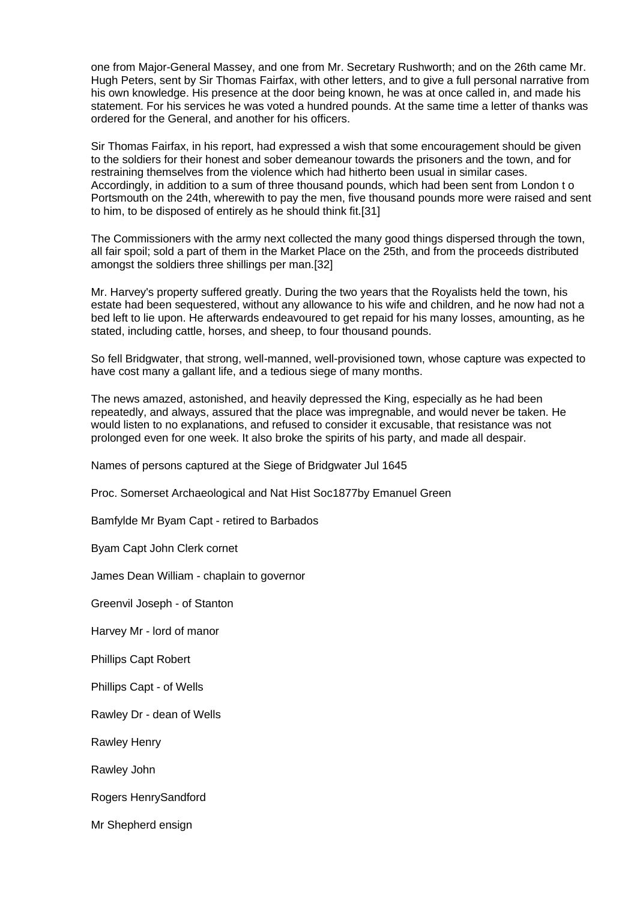one from Major-General Massey, and one from Mr. Secretary Rushworth; and on the 26th came Mr. Hugh Peters, sent by Sir Thomas Fairfax, with other letters, and to give a full personal narrative from his own knowledge. His presence at the door being known, he was at once called in, and made his statement. For his services he was voted a hundred pounds. At the same time a letter of thanks was ordered for the General, and another for his officers.

Sir Thomas Fairfax, in his report, had expressed a wish that some encouragement should be given to the soldiers for their honest and sober demeanour towards the prisoners and the town, and for restraining themselves from the violence which had hitherto been usual in similar cases. Accordingly, in addition to a sum of three thousand pounds, which had been sent from London t o Portsmouth on the 24th, wherewith to pay the men, five thousand pounds more were raised and sent to him, to be disposed of entirely as he should think fit.[31]

The Commissioners with the army next collected the many good things dispersed through the town, all fair spoil; sold a part of them in the Market Place on the 25th, and from the proceeds distributed amongst the soldiers three shillings per man.[32]

Mr. Harvey's property suffered greatly. During the two years that the Royalists held the town, his estate had been sequestered, without any allowance to his wife and children, and he now had not a bed left to lie upon. He afterwards endeavoured to get repaid for his many losses, amounting, as he stated, including cattle, horses, and sheep, to four thousand pounds.

So fell Bridgwater, that strong, well-manned, well-provisioned town, whose capture was expected to have cost many a gallant life, and a tedious siege of many months.

The news amazed, astonished, and heavily depressed the King, especially as he had been repeatedly, and always, assured that the place was impregnable, and would never be taken. He would listen to no explanations, and refused to consider it excusable, that resistance was not prolonged even for one week. It also broke the spirits of his party, and made all despair.

Names of persons captured at the Siege of Bridgwater Jul 1645

Proc. Somerset Archaeological and Nat Hist Soc1877by Emanuel Green

Bamfylde Mr Byam Capt - retired to Barbados

Byam Capt John Clerk cornet

James Dean William - chaplain to governor

Greenvil Joseph - of Stanton

Harvey Mr - lord of manor

Phillips Capt Robert

Phillips Capt - of Wells

Rawley Dr - dean of Wells

Rawley Henry

Rawley John

Rogers HenrySandford

Mr Shepherd ensign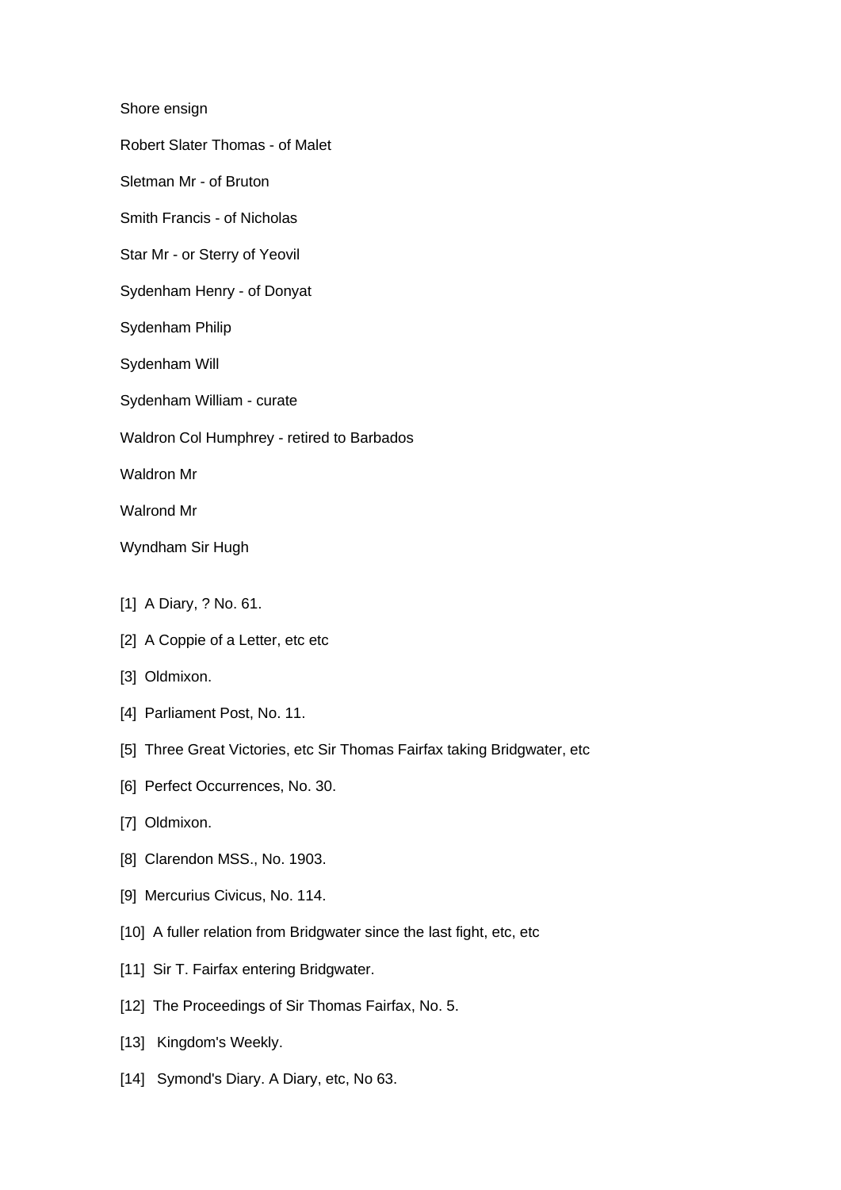Shore ensign

Robert Slater Thomas - of Malet

Sletman Mr - of Bruton

Smith Francis - of Nicholas

Star Mr - or Sterry of Yeovil

Sydenham Henry - of Donyat

Sydenham Philip

Sydenham Will

Sydenham William - curate

Waldron Col Humphrey - retired to Barbados

Waldron Mr

Walrond Mr

Wyndham Sir Hugh

[1] A Diary, ? No. 61.

[2] A Coppie of a Letter, etc etc

[3] Oldmixon.

[4] Parliament Post, No. 11.

[5] Three Great Victories, etc Sir Thomas Fairfax taking Bridgwater, etc

[6] Perfect Occurrences, No. 30.

[7] Oldmixon.

[8] Clarendon MSS., No. 1903.

[9] Mercurius Civicus, No. 114.

[10] A fuller relation from Bridgwater since the last fight, etc, etc

[11] Sir T. Fairfax entering Bridgwater.

[12] The Proceedings of Sir Thomas Fairfax, No. 5.

[13] Kingdom's Weekly.

[14] Symond's Diary. A Diary, etc, No 63.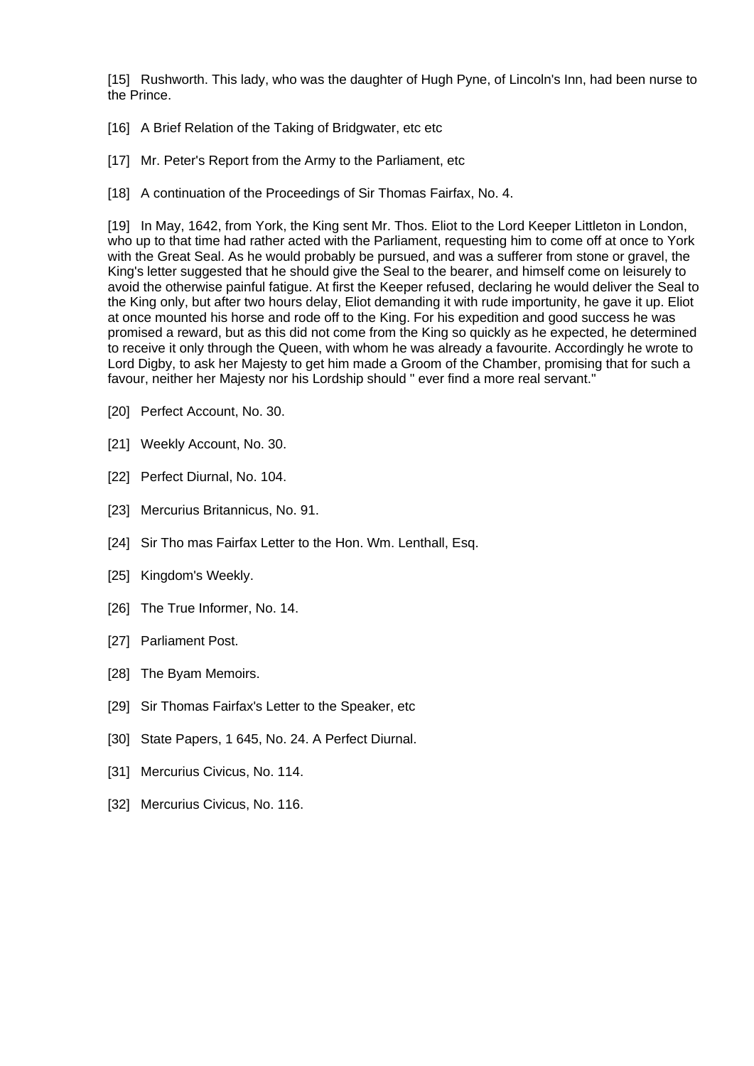[15] Rushworth. This lady, who was the daughter of Hugh Pyne, of Lincoln's Inn, had been nurse to the Prince.

[16] A Brief Relation of the Taking of Bridgwater, etc etc

[17] Mr. Peter's Report from the Army to the Parliament, etc

[18] A continuation of the Proceedings of Sir Thomas Fairfax, No. 4.

[19] In May, 1642, from York, the King sent Mr. Thos. Eliot to the Lord Keeper Littleton in London, who up to that time had rather acted with the Parliament, requesting him to come off at once to York with the Great Seal. As he would probably be pursued, and was a sufferer from stone or gravel, the King's letter suggested that he should give the Seal to the bearer, and himself come on leisurely to avoid the otherwise painful fatigue. At first the Keeper refused, declaring he would deliver the Seal to the King only, but after two hours delay, Eliot demanding it with rude importunity, he gave it up. Eliot at once mounted his horse and rode off to the King. For his expedition and good success he was promised a reward, but as this did not come from the King so quickly as he expected, he determined to receive it only through the Queen, with whom he was already a favourite. Accordingly he wrote to Lord Digby, to ask her Majesty to get him made a Groom of the Chamber, promising that for such a favour, neither her Majesty nor his Lordship should " ever find a more real servant."

[20] Perfect Account, No. 30.

[21] Weekly Account, No. 30.

[22] Perfect Diurnal, No. 104.

[23] Mercurius Britannicus, No. 91.

[24] Sir Tho mas Fairfax Letter to the Hon. Wm. Lenthall, Esq.

[25] Kingdom's Weekly.

[26] The True Informer, No. 14.

[27] Parliament Post.

[28] The Byam Memoirs.

[29] Sir Thomas Fairfax's Letter to the Speaker, etc

[30] State Papers, 1 645, No. 24. A Perfect Diurnal.

[31] Mercurius Civicus, No. 114.

[32] Mercurius Civicus, No. 116.